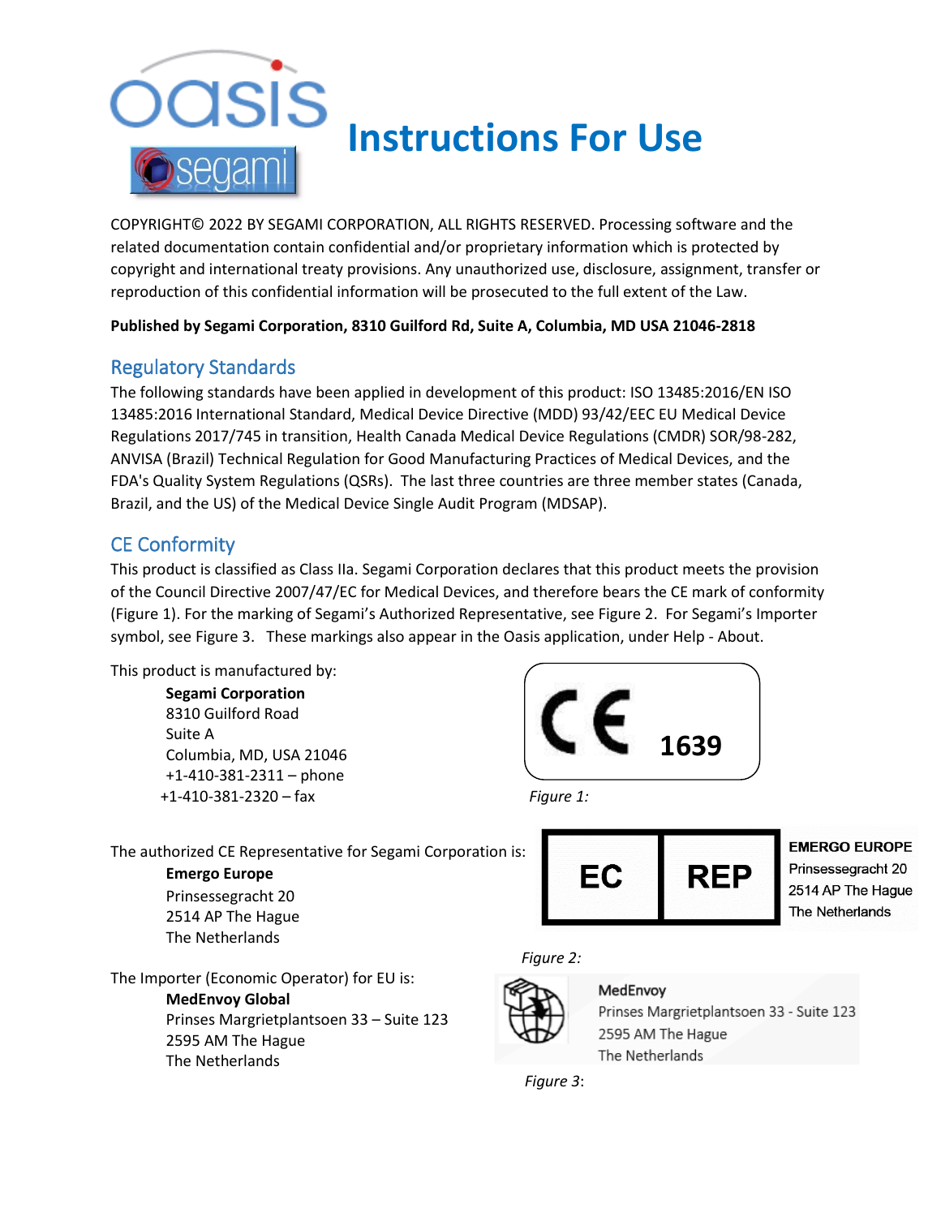# Instructions For Use

COPYRIGHT© 2022 BY SEGAMI CORPORATION, ALL RIGHTS RESERVED. Processing software and the related documentation contain confidential and/or proprietary information which is protected by copyright and international treaty provisions. Any unauthorized use, disclosure, assignment, transfer or reproduction of this confidential information will be prosecuted to the full extent of the Law.

**Published by Segami Corporation, 8310 Guilford Rd, Suite A, Columbia, MD USA 21046-2818**

## Regulatory Standards

The following standards have been applied in development of this product: ISO 13485:2016/EN ISO 13485:2016 International Standard, Medical Device Directive (MDD) 93/42/EEC EU Medical Device Regulations 2017/745 in transition, Health Canada Medical Device Regulations (CMDR) SOR/98-282, ANVISA (Brazil) Technical Regulation for Good Manufacturing Practices of Medical Devices, and the FDA's Quality System Regulations (QSRs). The last three countries are three member states (Canada, Brazil, and the US) of the Medical Device Single Audit Program (MDSAP).

## CE Conformity

This product is classified as Class IIa. Segami Corporation declares that this product meets the provision of the Council Directive 2007/47/EC for Medical Devices, and therefore bears the CE mark of conformity (Figure 1). For the marking of Segami's Authorized Representative, see Figure 2. For Segami's Importer symbol, see Figure 3. These markings also appear in the Oasis application, under Help - About.

This product is manufactured by:

**Segami Corporation**
8310 Guilford Road
Suite A
Columbia, MD, USA 21046
+1-410-381-2311 – phone
+1-410-381-2320 – fax

CE 1639

*Figure 1:*

The authorized CE Representative for Segami Corporation is:

**Emergo Europe**
Prinsessegracht 20
2514 AP The Hague
The Netherlands

EC REP
**EMERGO EUROPE**
Prinsessegracht 20
2514 AP The Hague
The Netherlands

*Figure 2:*

The Importer (Economic Operator) for EU is:

**MedEnvoy Global**
Prinses Margrietplantsoen 33 – Suite 123
2595 AM The Hague
The Netherlands

MedEnvoy
Prinses Margrietplantsoen 33 - Suite 123
2595 AM The Hague
The Netherlands

*Figure 3*: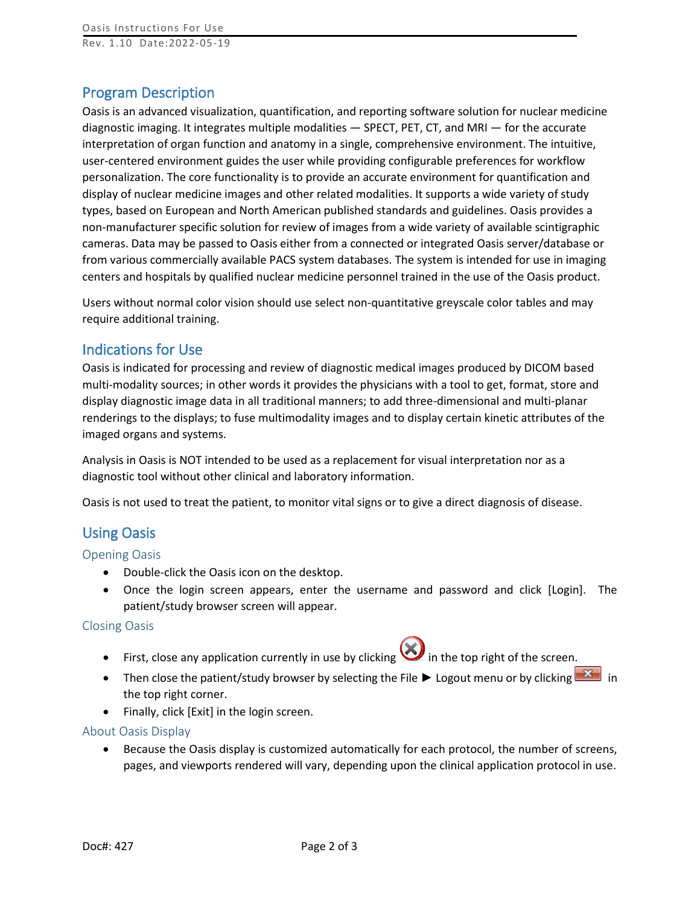## Program Description

Oasis is an advanced visualization, quantification, and reporting software solution for nuclear medicine diagnostic imaging. It integrates multiple modalities — SPECT, PET, CT, and MRI — for the accurate interpretation of organ function and anatomy in a single, comprehensive environment. The intuitive, user-centered environment guides the user while providing configurable preferences for workflow personalization. The core functionality is to provide an accurate environment for quantification and display of nuclear medicine images and other related modalities. It supports a wide variety of study types, based on European and North American published standards and guidelines. Oasis provides a non-manufacturer specific solution for review of images from a wide variety of available scintigraphic cameras. Data may be passed to Oasis either from a connected or integrated Oasis server/database or from various commercially available PACS system databases. The system is intended for use in imaging centers and hospitals by qualified nuclear medicine personnel trained in the use of the Oasis product.

Users without normal color vision should use select non-quantitative greyscale color tables and may require additional training.

## Indications for Use

Oasis is indicated for processing and review of diagnostic medical images produced by DICOM based multi-modality sources; in other words it provides the physicians with a tool to get, format, store and display diagnostic image data in all traditional manners; to add three-dimensional and multi-planar renderings to the displays; to fuse multimodality images and to display certain kinetic attributes of the imaged organs and systems.

Analysis in Oasis is NOT intended to be used as a replacement for visual interpretation nor as a diagnostic tool without other clinical and laboratory information.

Oasis is not used to treat the patient, to monitor vital signs or to give a direct diagnosis of disease.

## Using Oasis

### Opening Oasis

- Double-click the Oasis icon on the desktop.
- Once the login screen appears, enter the username and password and click [Login]. The patient/study browser screen will appear.

### Closing Oasis

- First, close any application currently in use by clicking in the top right of the screen.
- Then close the patient/study browser by selecting the File ► Logout menu or by clicking in the top right corner.
- Finally, click [Exit] in the login screen.

### About Oasis Display

- Because the Oasis display is customized automatically for each protocol, the number of screens, pages, and viewports rendered will vary, depending upon the clinical application protocol in use.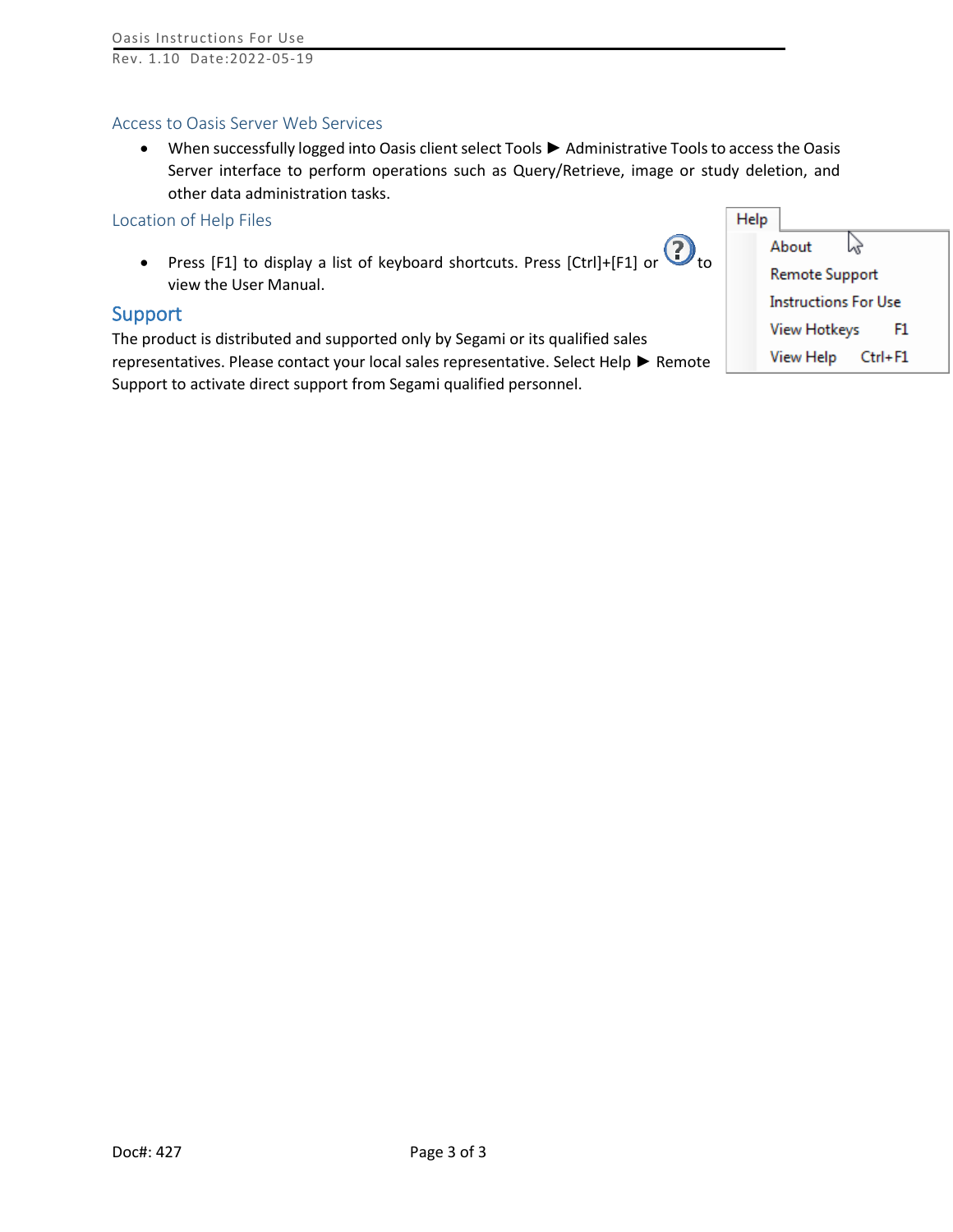### Access to Oasis Server Web Services

- When successfully logged into Oasis client select Tools ► Administrative Tools to access the Oasis Server interface to perform operations such as Query/Retrieve, image or study deletion, and other data administration tasks.

### Location of Help Files

- Press [F1] to display a list of keyboard shortcuts. Press [Ctrl]+[F1] or to view the User Manual.

Help
About
Remote Support
Instructions For Use
View Hotkeys F1
View Help Ctrl+F1

## Support

The product is distributed and supported only by Segami or its qualified sales representatives. Please contact your local sales representative. Select Help ► Remote Support to activate direct support from Segami qualified personnel.